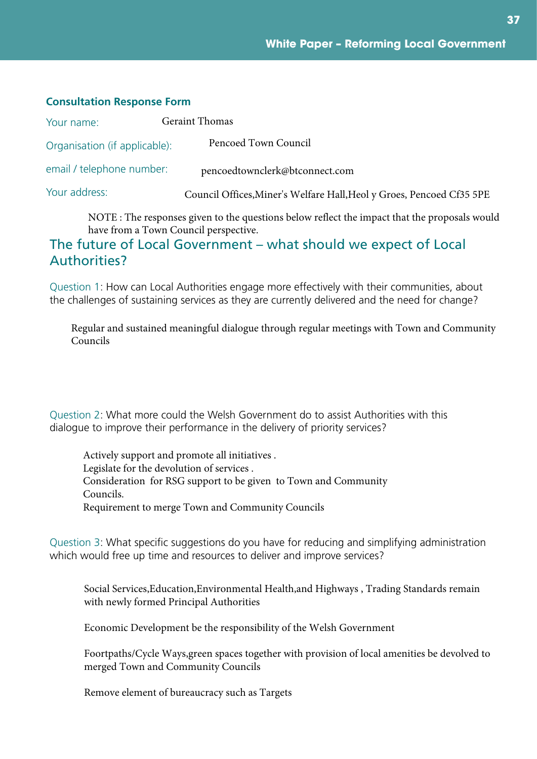### Consultation Response Form

Your name: Geraint Thomas

Organisation (if applicable): Pencoed Town Council

email / telephone number: pencoedtownclerk@btconnect.com

Your address: Council Offices,Miner's Welfare Hall,Heol y Groes, Pencoed Cf35 5PE

NOTE : The responses given to the questions below reflect the impact that the proposals would have from a Town Council perspective.

## The future of Local Government – what should we expect of Local Authorities?

Question 1: How can Local Authorities engage more effectively with their communities, about the challenges of sustaining services as they are currently delivered and the need for change?

Regular and sustained meaningful dialogue through regular meetings with Town and Community Councils

Question 2: What more could the Welsh Government do to assist Authorities with this dialogue to improve their performance in the delivery of priority services?

Actively support and promote all initiatives .
Legislate for the devolution of services .
Consideration for RSG support to be given to Town and Community Councils.
Requirement to merge Town and Community Councils

Question 3: What specific suggestions do you have for reducing and simplifying administration which would free up time and resources to deliver and improve services?

Social Services,Education,Environmental Health,and Highways , Trading Standards remain with newly formed Principal Authorities

Economic Development be the responsibility of the Welsh Government

Foortpaths/Cycle Ways,green spaces together with provision of local amenities be devolved to merged Town and Community Councils

Remove element of bureaucracy such as Targets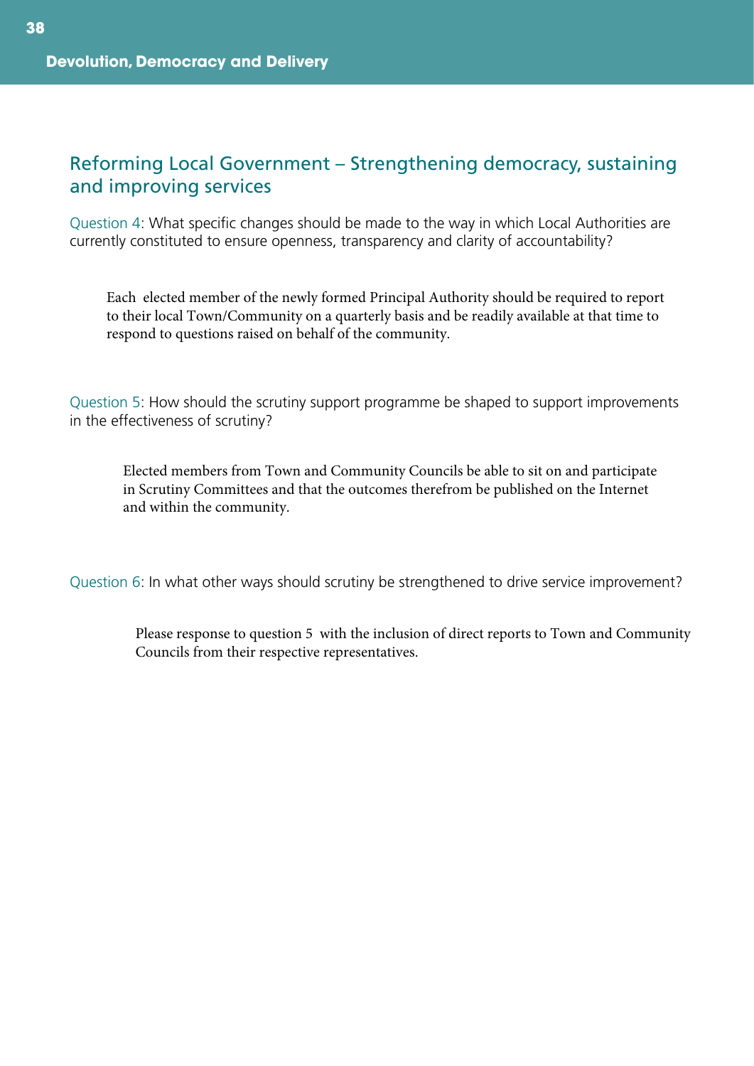## Reforming Local Government – Strengthening democracy, sustaining and improving services

Question 4: What specific changes should be made to the way in which Local Authorities are currently constituted to ensure openness, transparency and clarity of accountability?

Each elected member of the newly formed Principal Authority should be required to report to their local Town/Community on a quarterly basis and be readily available at that time to respond to questions raised on behalf of the community.

Question 5: How should the scrutiny support programme be shaped to support improvements in the effectiveness of scrutiny?

Elected members from Town and Community Councils be able to sit on and participate in Scrutiny Committees and that the outcomes therefrom be published on the Internet and within the community.

Question 6: In what other ways should scrutiny be strengthened to drive service improvement?

Please response to question 5 with the inclusion of direct reports to Town and Community Councils from their respective representatives.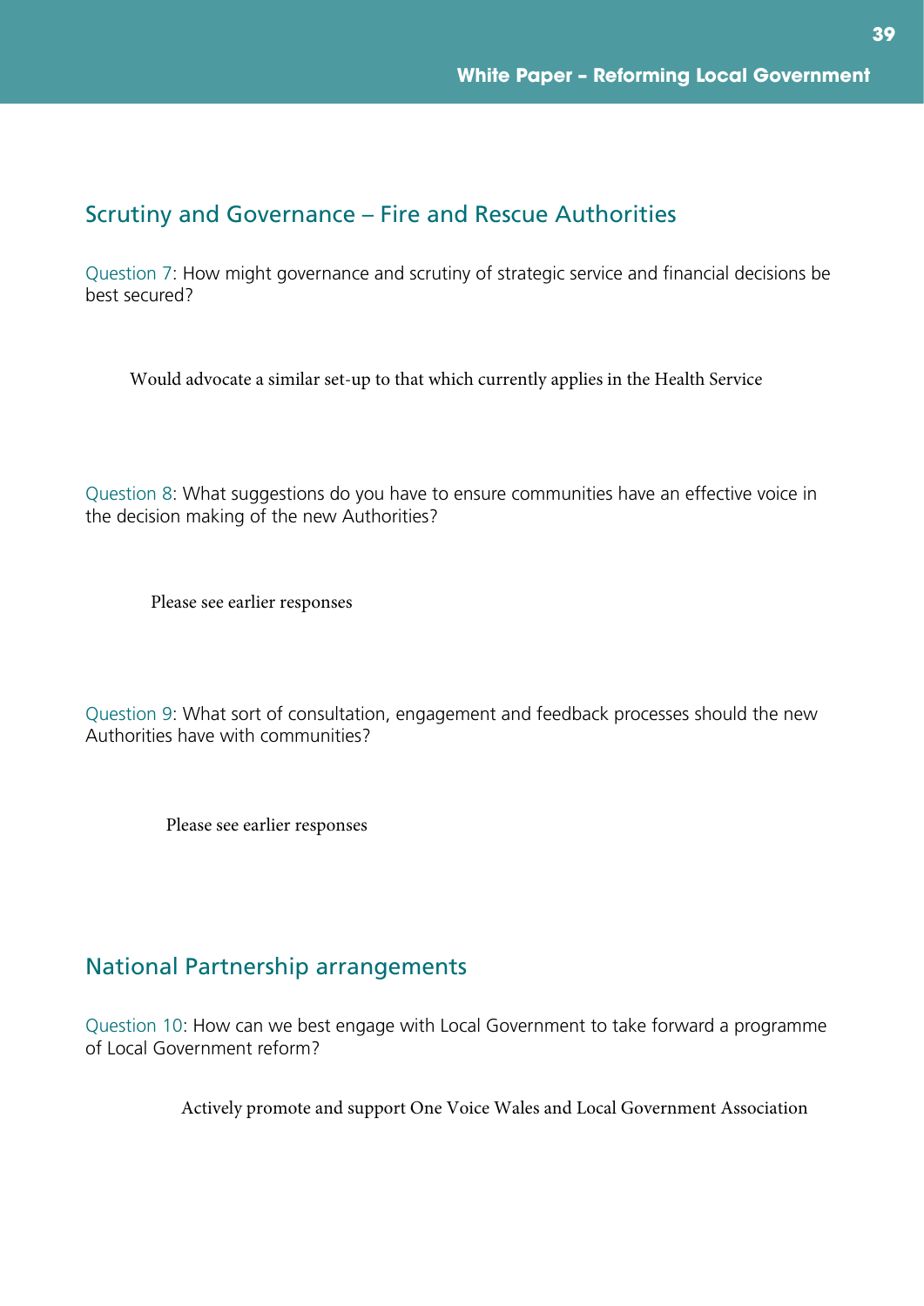## Scrutiny and Governance – Fire and Rescue Authorities

Question 7: How might governance and scrutiny of strategic service and financial decisions be best secured?

Would advocate a similar set-up to that which currently applies in the Health Service

Question 8: What suggestions do you have to ensure communities have an effective voice in the decision making of the new Authorities?

Please see earlier responses

Question 9: What sort of consultation, engagement and feedback processes should the new Authorities have with communities?

Please see earlier responses

## National Partnership arrangements

Question 10: How can we best engage with Local Government to take forward a programme of Local Government reform?

Actively promote and support One Voice Wales and Local Government Association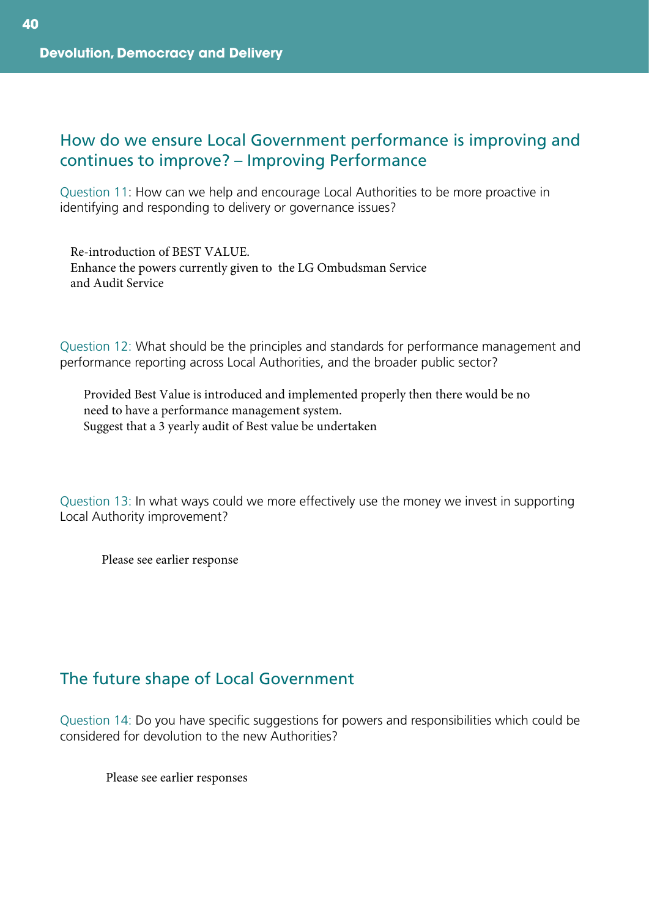## How do we ensure Local Government performance is improving and continues to improve? – Improving Performance

Question 11: How can we help and encourage Local Authorities to be more proactive in identifying and responding to delivery or governance issues?

Re-introduction of BEST VALUE.
Enhance the powers currently given to the LG Ombudsman Service and Audit Service

Question 12: What should be the principles and standards for performance management and performance reporting across Local Authorities, and the broader public sector?

Provided Best Value is introduced and implemented properly then there would be no need to have a performance management system.
Suggest that a 3 yearly audit of Best value be undertaken

Question 13: In what ways could we more effectively use the money we invest in supporting Local Authority improvement?

Please see earlier response

## The future shape of Local Government

Question 14: Do you have specific suggestions for powers and responsibilities which could be considered for devolution to the new Authorities?

Please see earlier responses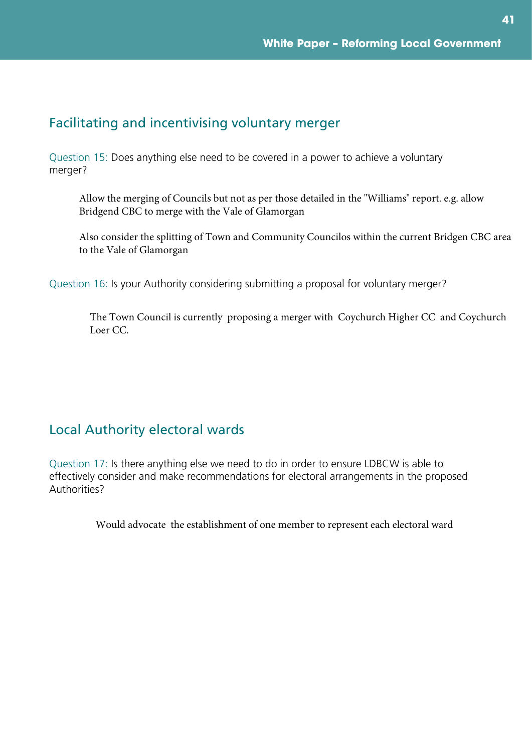## Facilitating and incentivising voluntary merger

Question 15: Does anything else need to be covered in a power to achieve a voluntary merger?

Allow the merging of Councils but not as per those detailed in the "Williams" report. e.g. allow Bridgend CBC to merge with the Vale of Glamorgan

Also consider the splitting of Town and Community Councilos within the current Bridgen CBC area to the Vale of Glamorgan

Question 16: Is your Authority considering submitting a proposal for voluntary merger?

The Town Council is currently proposing a merger with Coychurch Higher CC and Coychurch Loer CC.

## Local Authority electoral wards

Question 17: Is there anything else we need to do in order to ensure LDBCW is able to effectively consider and make recommendations for electoral arrangements in the proposed Authorities?

Would advocate the establishment of one member to represent each electoral ward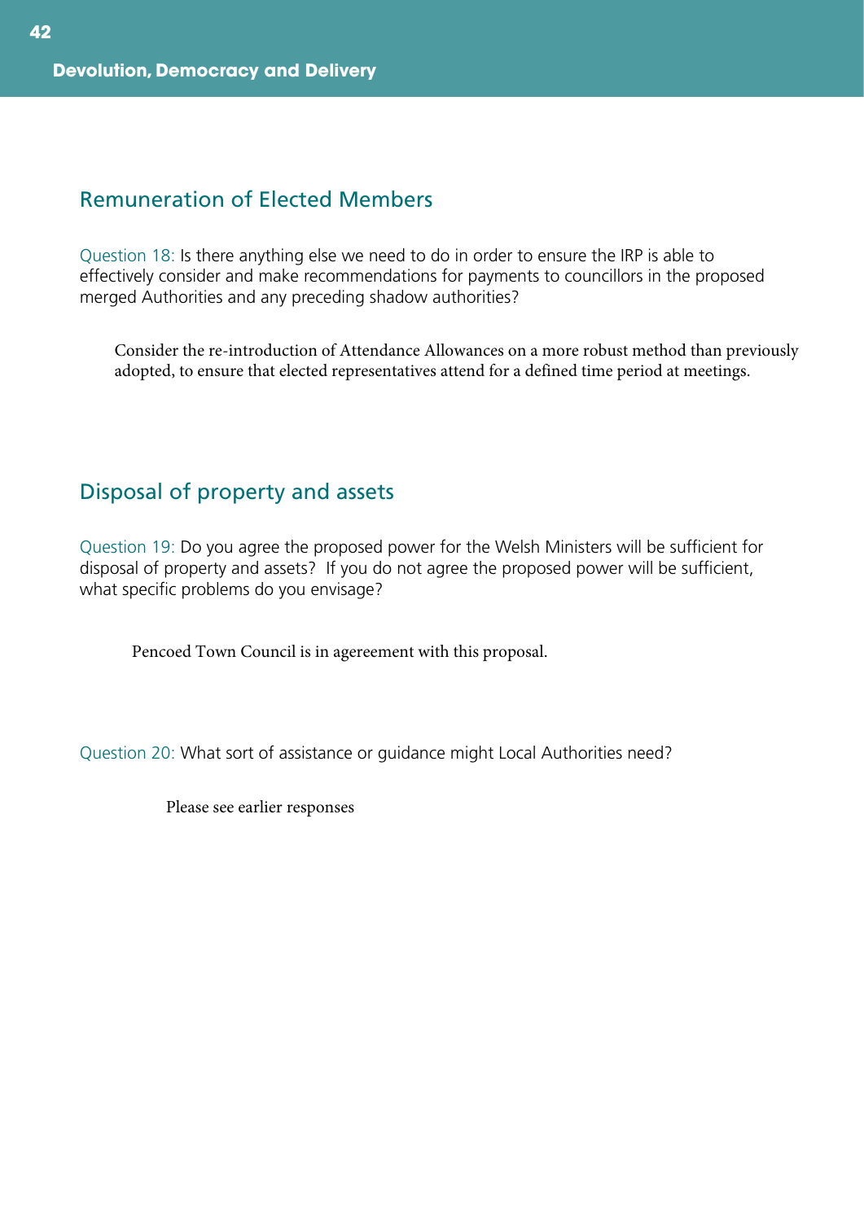## Remuneration of Elected Members

Question 18: Is there anything else we need to do in order to ensure the IRP is able to effectively consider and make recommendations for payments to councillors in the proposed merged Authorities and any preceding shadow authorities?

Consider the re-introduction of Attendance Allowances on a more robust method than previously adopted, to ensure that elected representatives attend for a defined time period at meetings.

## Disposal of property and assets

Question 19: Do you agree the proposed power for the Welsh Ministers will be sufficient for disposal of property and assets? If you do not agree the proposed power will be sufficient, what specific problems do you envisage?

Pencoed Town Council is in agereement with this proposal.

Question 20: What sort of assistance or guidance might Local Authorities need?

Please see earlier responses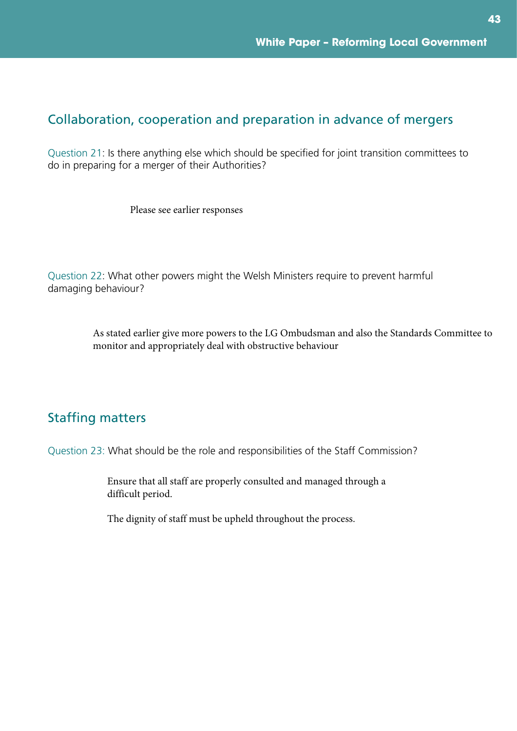## Collaboration, cooperation and preparation in advance of mergers

Question 21: Is there anything else which should be specified for joint transition committees to do in preparing for a merger of their Authorities?

Please see earlier responses

Question 22: What other powers might the Welsh Ministers require to prevent harmful damaging behaviour?

As stated earlier give more powers to the LG Ombudsman and also the Standards Committee to monitor and appropriately deal with obstructive behaviour

## Staffing matters

Question 23: What should be the role and responsibilities of the Staff Commission?

Ensure that all staff are properly consulted and managed through a difficult period.

The dignity of staff must be upheld throughout the process.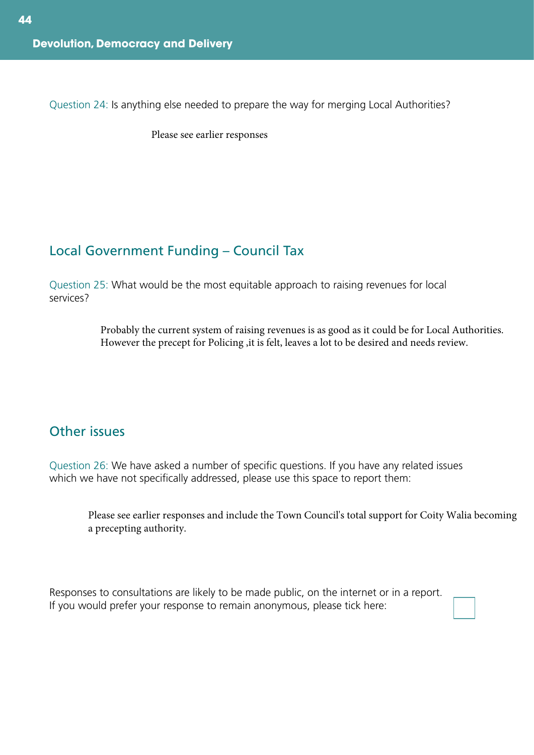Question 24: Is anything else needed to prepare the way for merging Local Authorities?

Please see earlier responses

## Local Government Funding – Council Tax

Question 25: What would be the most equitable approach to raising revenues for local services?

Probably the current system of raising revenues is as good as it could be for Local Authorities. However the precept for Policing ,it is felt, leaves a lot to be desired and needs review.

## Other issues

Question 26: We have asked a number of specific questions. If you have any related issues which we have not specifically addressed, please use this space to report them:

Please see earlier responses and include the Town Council's total support for Coity Walia becoming a precepting authority.

Responses to consultations are likely to be made public, on the internet or in a report. If you would prefer your response to remain anonymous, please tick here: ☐